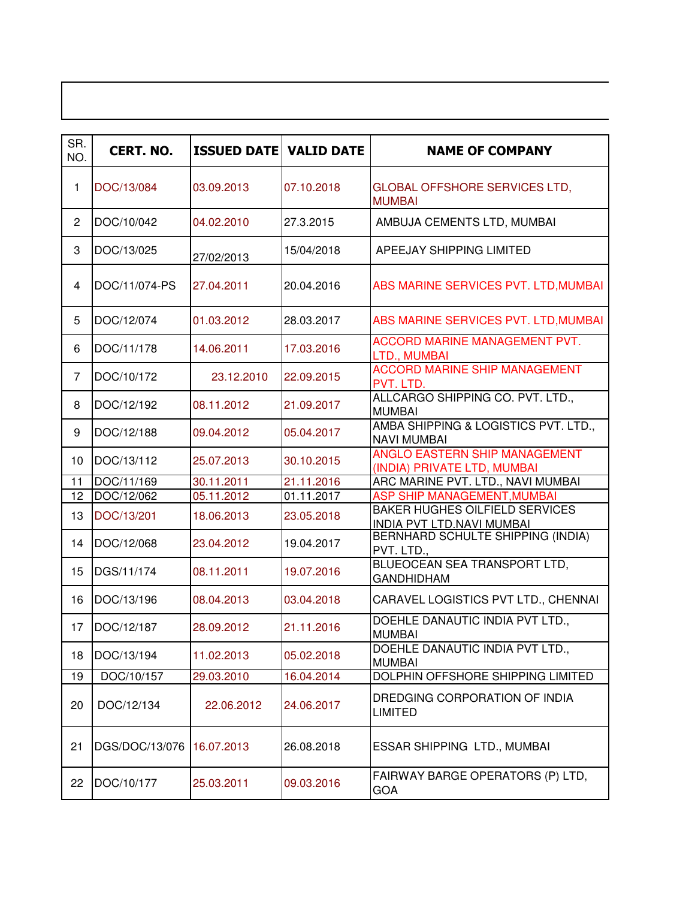| SR. NO. | CERT. NO. | ISSUED DATE | VALID DATE | NAME OF COMPANY |
|---|---|---|---|---|
| 1 | DOC/13/084 | 03.09.2013 | 07.10.2018 | GLOBAL OFFSHORE SERVICES LTD, MUMBAI |
| 2 | DOC/10/042 | 04.02.2010 | 27.3.2015 | AMBUJA CEMENTS LTD, MUMBAI |
| 3 | DOC/13/025 | 27/02/2013 | 15/04/2018 | APEEJAY SHIPPING LIMITED |
| 4 | DOC/11/074-PS | 27.04.2011 | 20.04.2016 | ABS MARINE SERVICES PVT. LTD,MUMBAI |
| 5 | DOC/12/074 | 01.03.2012 | 28.03.2017 | ABS MARINE SERVICES PVT. LTD,MUMBAI |
| 6 | DOC/11/178 | 14.06.2011 | 17.03.2016 | ACCORD MARINE MANAGEMENT PVT. LTD., MUMBAI |
| 7 | DOC/10/172 | 23.12.2010 | 22.09.2015 | ACCORD MARINE SHIP MANAGEMENT PVT. LTD. |
| 8 | DOC/12/192 | 08.11.2012 | 21.09.2017 | ALLCARGO SHIPPING CO. PVT. LTD., MUMBAI |
| 9 | DOC/12/188 | 09.04.2012 | 05.04.2017 | AMBA SHIPPING & LOGISTICS PVT. LTD., NAVI MUMBAI |
| 10 | DOC/13/112 | 25.07.2013 | 30.10.2015 | ANGLO EASTERN SHIP MANAGEMENT (INDIA) PRIVATE LTD, MUMBAI |
| 11 | DOC/11/169 | 30.11.2011 | 21.11.2016 | ARC MARINE PVT. LTD., NAVI MUMBAI |
| 12 | DOC/12/062 | 05.11.2012 | 01.11.2017 | ASP SHIP MANAGEMENT,MUMBAI |
| 13 | DOC/13/201 | 18.06.2013 | 23.05.2018 | BAKER HUGHES OILFIELD SERVICES INDIA PVT LTD.NAVI MUMBAI |
| 14 | DOC/12/068 | 23.04.2012 | 19.04.2017 | BERNHARD SCHULTE SHIPPING (INDIA) PVT. LTD., |
| 15 | DGS/11/174 | 08.11.2011 | 19.07.2016 | BLUEOCEAN SEA TRANSPORT LTD, GANDHIDHAM |
| 16 | DOC/13/196 | 08.04.2013 | 03.04.2018 | CARAVEL LOGISTICS PVT LTD., CHENNAI |
| 17 | DOC/12/187 | 28.09.2012 | 21.11.2016 | DOEHLE DANAUTIC INDIA PVT LTD., MUMBAI |
| 18 | DOC/13/194 | 11.02.2013 | 05.02.2018 | DOEHLE DANAUTIC INDIA PVT LTD., MUMBAI |
| 19 | DOC/10/157 | 29.03.2010 | 16.04.2014 | DOLPHIN OFFSHORE SHIPPING LIMITED |
| 20 | DOC/12/134 | 22.06.2012 | 24.06.2017 | DREDGING CORPORATION OF INDIA LIMITED |
| 21 | DGS/DOC/13/076 | 16.07.2013 | 26.08.2018 | ESSAR SHIPPING LTD., MUMBAI |
| 22 | DOC/10/177 | 25.03.2011 | 09.03.2016 | FAIRWAY BARGE OPERATORS (P) LTD, GOA |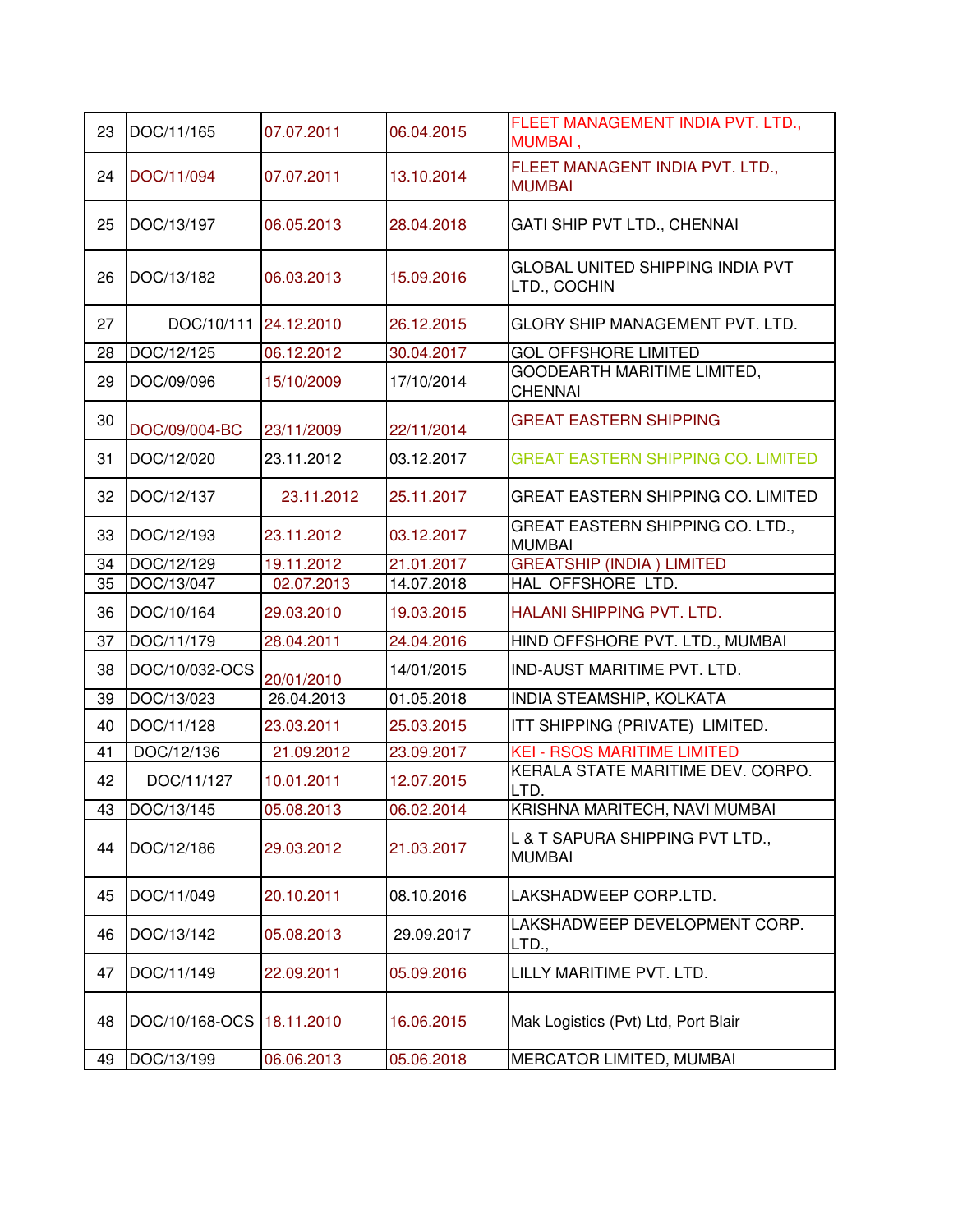| 23 | DOC/11/165 | 07.07.2011 | 06.04.2015 | FLEET MANAGEMENT INDIA PVT. LTD., MUMBAI , |
|---|---|---|---|---|
| 24 | DOC/11/094 | 07.07.2011 | 13.10.2014 | FLEET MANAGENT INDIA PVT. LTD., MUMBAI |
| 25 | DOC/13/197 | 06.05.2013 | 28.04.2018 | GATI SHIP PVT LTD., CHENNAI |
| 26 | DOC/13/182 | 06.03.2013 | 15.09.2016 | GLOBAL UNITED SHIPPING INDIA PVT LTD., COCHIN |
| 27 | DOC/10/111 | 24.12.2010 | 26.12.2015 | GLORY SHIP MANAGEMENT PVT. LTD. |
| 28 | DOC/12/125 | 06.12.2012 | 30.04.2017 | GOL OFFSHORE LIMITED |
| 29 | DOC/09/096 | 15/10/2009 | 17/10/2014 | GOODEARTH MARITIME LIMITED, CHENNAI |
| 30 | DOC/09/004-BC | 23/11/2009 | 22/11/2014 | GREAT EASTERN SHIPPING |
| 31 | DOC/12/020 | 23.11.2012 | 03.12.2017 | GREAT EASTERN SHIPPING CO. LIMITED |
| 32 | DOC/12/137 | 23.11.2012 | 25.11.2017 | GREAT EASTERN SHIPPING CO. LIMITED |
| 33 | DOC/12/193 | 23.11.2012 | 03.12.2017 | GREAT EASTERN SHIPPING CO. LTD., MUMBAI |
| 34 | DOC/12/129 | 19.11.2012 | 21.01.2017 | GREATSHIP (INDIA ) LIMITED |
| 35 | DOC/13/047 | 02.07.2013 | 14.07.2018 | HAL OFFSHORE LTD. |
| 36 | DOC/10/164 | 29.03.2010 | 19.03.2015 | HALANI SHIPPING PVT. LTD. |
| 37 | DOC/11/179 | 28.04.2011 | 24.04.2016 | HIND OFFSHORE PVT. LTD., MUMBAI |
| 38 | DOC/10/032-OCS | 20/01/2010 | 14/01/2015 | IND-AUST MARITIME PVT. LTD. |
| 39 | DOC/13/023 | 26.04.2013 | 01.05.2018 | INDIA STEAMSHIP, KOLKATA |
| 40 | DOC/11/128 | 23.03.2011 | 25.03.2015 | ITT SHIPPING (PRIVATE) LIMITED. |
| 41 | DOC/12/136 | 21.09.2012 | 23.09.2017 | KEI - RSOS MARITIME LIMITED |
| 42 | DOC/11/127 | 10.01.2011 | 12.07.2015 | KERALA STATE MARITIME DEV. CORPO. LTD. |
| 43 | DOC/13/145 | 05.08.2013 | 06.02.2014 | KRISHNA MARITECH, NAVI MUMBAI |
| 44 | DOC/12/186 | 29.03.2012 | 21.03.2017 | L & T SAPURA SHIPPING PVT LTD., MUMBAI |
| 45 | DOC/11/049 | 20.10.2011 | 08.10.2016 | LAKSHADWEEP CORP.LTD. |
| 46 | DOC/13/142 | 05.08.2013 | 29.09.2017 | LAKSHADWEEP DEVELOPMENT CORP. LTD., |
| 47 | DOC/11/149 | 22.09.2011 | 05.09.2016 | LILLY MARITIME PVT. LTD. |
| 48 | DOC/10/168-OCS | 18.11.2010 | 16.06.2015 | Mak Logistics (Pvt) Ltd, Port Blair |
| 49 | DOC/13/199 | 06.06.2013 | 05.06.2018 | MERCATOR LIMITED, MUMBAI |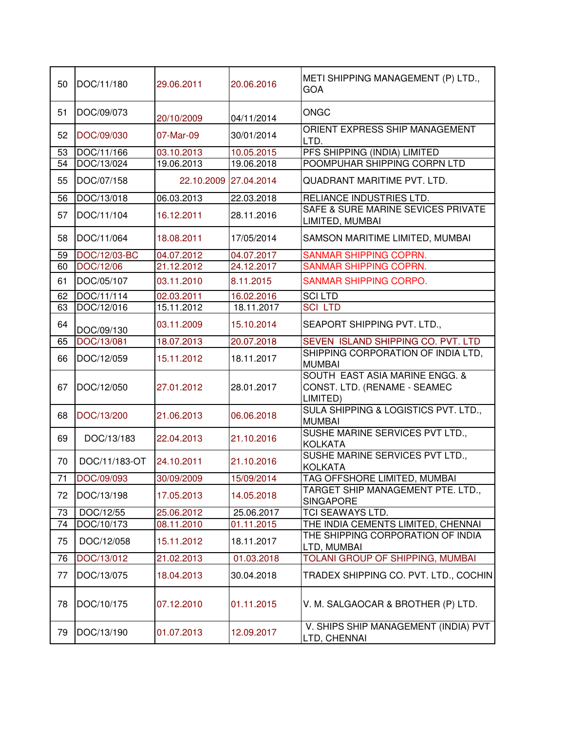| 50 | DOC/11/180 | 29.06.2011 | 20.06.2016 | METI SHIPPING MANAGEMENT (P) LTD., GOA |
|---|---|---|---|---|
| 51 | DOC/09/073 | 20/10/2009 | 04/11/2014 | ONGC |
| 52 | DOC/09/030 | 07-Mar-09 | 30/01/2014 | ORIENT EXPRESS SHIP MANAGEMENT LTD. |
| 53 | DOC/11/166 | 03.10.2013 | 10.05.2015 | PFS SHIPPING (INDIA) LIMITED |
| 54 | DOC/13/024 | 19.06.2013 | 19.06.2018 | POOMPUHAR SHIPPING CORPN LTD |
| 55 | DOC/07/158 | 22.10.2009 | 27.04.2014 | QUADRANT MARITIME PVT. LTD. |
| 56 | DOC/13/018 | 06.03.2013 | 22.03.2018 | RELIANCE INDUSTRIES LTD. |
| 57 | DOC/11/104 | 16.12.2011 | 28.11.2016 | SAFE & SURE MARINE SEVICES PRIVATE LIMITED, MUMBAI |
| 58 | DOC/11/064 | 18.08.2011 | 17/05/2014 | SAMSON MARITIME LIMITED, MUMBAI |
| 59 | DOC/12/03-BC | 04.07.2012 | 04.07.2017 | SANMAR SHIPPING COPRN. |
| 60 | DOC/12/06 | 21.12.2012 | 24.12.2017 | SANMAR SHIPPING COPRN. |
| 61 | DOC/05/107 | 03.11.2010 | 8.11.2015 | SANMAR SHIPPING CORPO. |
| 62 | DOC/11/114 | 02.03.2011 | 16.02.2016 | SCI LTD |
| 63 | DOC/12/016 | 15.11.2012 | 18.11.2017 | SCI LTD |
| 64 | DOC/09/130 | 03.11.2009 | 15.10.2014 | SEAPORT SHIPPING PVT. LTD., |
| 65 | DOC/13/081 | 18.07.2013 | 20.07.2018 | SEVEN ISLAND SHIPPING CO. PVT. LTD |
| 66 | DOC/12/059 | 15.11.2012 | 18.11.2017 | SHIPPING CORPORATION OF INDIA LTD, MUMBAI |
| 67 | DOC/12/050 | 27.01.2012 | 28.01.2017 | SOUTH EAST ASIA MARINE ENGG. & CONST. LTD. (RENAME - SEAMEC LIMITED) |
| 68 | DOC/13/200 | 21.06.2013 | 06.06.2018 | SULA SHIPPING & LOGISTICS PVT. LTD., MUMBAI |
| 69 | DOC/13/183 | 22.04.2013 | 21.10.2016 | SUSHE MARINE SERVICES PVT LTD., KOLKATA |
| 70 | DOC/11/183-OT | 24.10.2011 | 21.10.2016 | SUSHE MARINE SERVICES PVT LTD., KOLKATA |
| 71 | DOC/09/093 | 30/09/2009 | 15/09/2014 | TAG OFFSHORE LIMITED, MUMBAI |
| 72 | DOC/13/198 | 17.05.2013 | 14.05.2018 | TARGET SHIP MANAGEMENT PTE. LTD., SINGAPORE |
| 73 | DOC/12/55 | 25.06.2012 | 25.06.2017 | TCI SEAWAYS LTD. |
| 74 | DOC/10/173 | 08.11.2010 | 01.11.2015 | THE INDIA CEMENTS LIMITED, CHENNAI |
| 75 | DOC/12/058 | 15.11.2012 | 18.11.2017 | THE SHIPPING CORPORATION OF INDIA LTD, MUMBAI |
| 76 | DOC/13/012 | 21.02.2013 | 01.03.2018 | TOLANI GROUP OF SHIPPING, MUMBAI |
| 77 | DOC/13/075 | 18.04.2013 | 30.04.2018 | TRADEX SHIPPING CO. PVT. LTD., COCHIN |
| 78 | DOC/10/175 | 07.12.2010 | 01.11.2015 | V. M. SALGAOCAR & BROTHER (P) LTD. |
| 79 | DOC/13/190 | 01.07.2013 | 12.09.2017 | V. SHIPS SHIP MANAGEMENT (INDIA) PVT LTD, CHENNAI |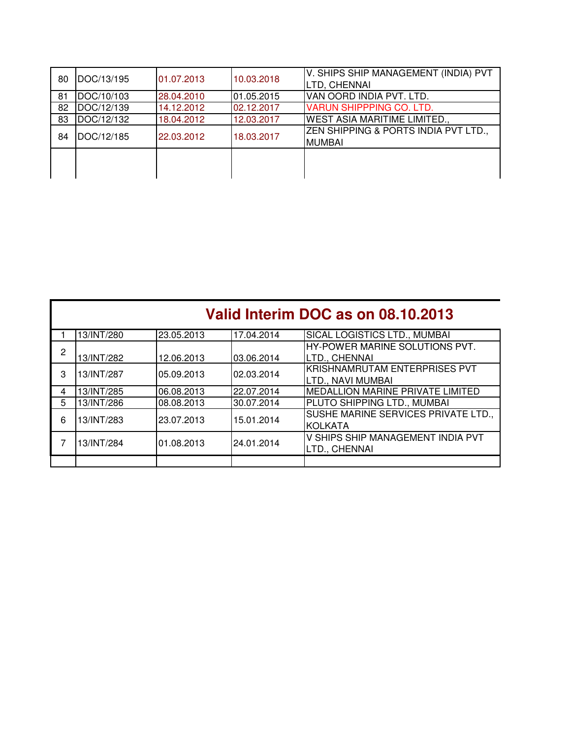| | | | | |
|---|---|---|---|---|
| 80 | DOC/13/195 | 01.07.2013 | 10.03.2018 | V. SHIPS SHIP MANAGEMENT (INDIA) PVT LTD, CHENNAI |
| 81 | DOC/10/103 | 28.04.2010 | 01.05.2015 | VAN OORD INDIA PVT. LTD. |
| 82 | DOC/12/139 | 14.12.2012 | 02.12.2017 | VARUN SHIPPPING CO. LTD. |
| 83 | DOC/12/132 | 18.04.2012 | 12.03.2017 | WEST ASIA MARITIME LIMITED., |
| 84 | DOC/12/185 | 22.03.2012 | 18.03.2017 | ZEN SHIPPING & PORTS INDIA PVT LTD., MUMBAI |
| | | | | |

## Valid Interim DOC as on 08.10.2013

| | | | | |
|---|---|---|---|---|
| 1 | 13/INT/280 | 23.05.2013 | 17.04.2014 | SICAL LOGISTICS LTD., MUMBAI |
| 2 | 13/INT/282 | 12.06.2013 | 03.06.2014 | HY-POWER MARINE SOLUTIONS PVT. LTD., CHENNAI |
| 3 | 13/INT/287 | 05.09.2013 | 02.03.2014 | KRISHNAMRUTAM ENTERPRISES PVT LTD., NAVI MUMBAI |
| 4 | 13/INT/285 | 06.08.2013 | 22.07.2014 | MEDALLION MARINE PRIVATE LIMITED |
| 5 | 13/INT/286 | 08.08.2013 | 30.07.2014 | PLUTO SHIPPING LTD., MUMBAI |
| 6 | 13/INT/283 | 23.07.2013 | 15.01.2014 | SUSHE MARINE SERVICES PRIVATE LTD., KOLKATA |
| 7 | 13/INT/284 | 01.08.2013 | 24.01.2014 | V SHIPS SHIP MANAGEMENT INDIA PVT LTD., CHENNAI |
| | | | | |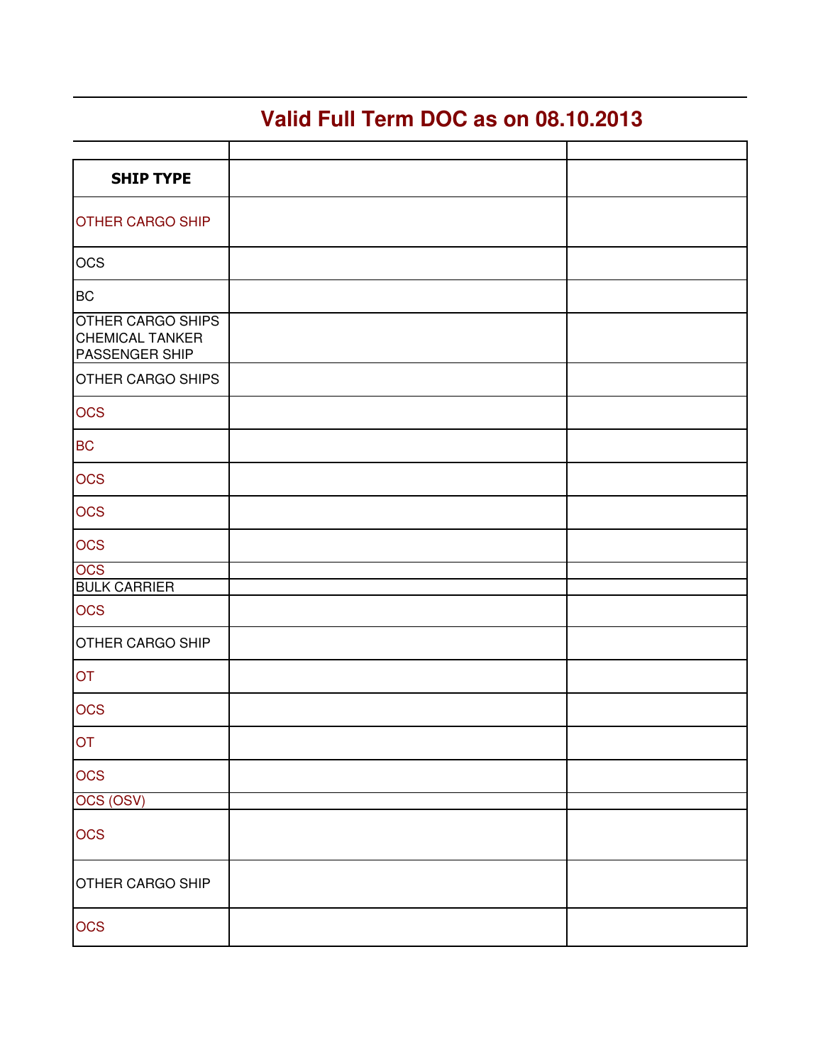## Valid Full Term DOC as on 08.10.2013

| | | |
|---|---|---|
| **SHIP TYPE** | | |
| OTHER CARGO SHIP | | |
| OCS | | |
| BC | | |
| OTHER CARGO SHIPS<br>CHEMICAL TANKER<br>PASSENGER SHIP | | |
| OTHER CARGO SHIPS | | |
| OCS | | |
| BC | | |
| OCS | | |
| OCS | | |
| OCS | | |
| OCS | | |
| BULK CARRIER | | |
| OCS | | |
| OTHER CARGO SHIP | | |
| OT | | |
| OCS | | |
| OT | | |
| OCS | | |
| OCS (OSV) | | |
| OCS | | |
| OTHER CARGO SHIP | | |
| OCS | | |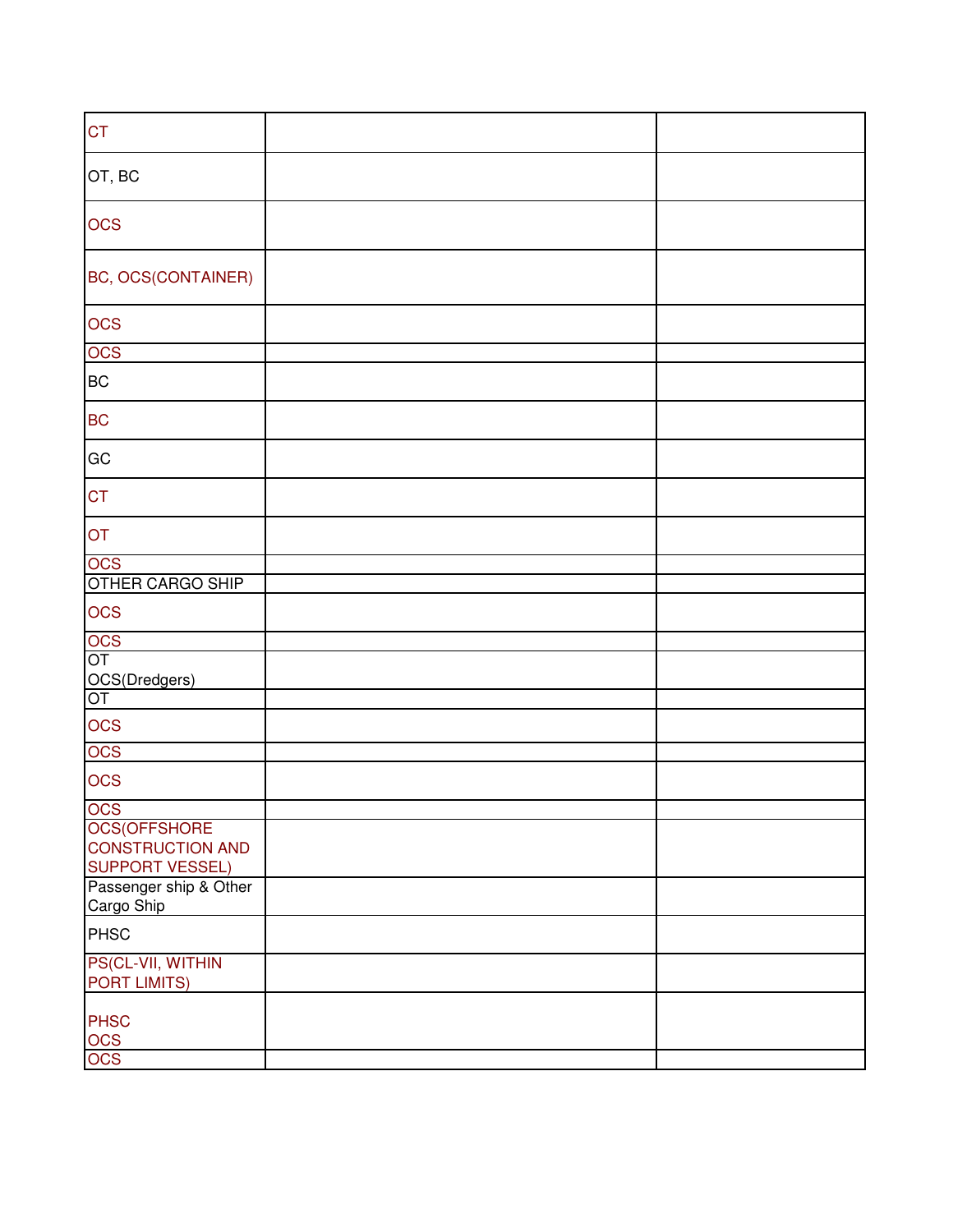| | | |
|---|---|---|
| CT | | |
| OT, BC | | |
| OCS | | |
| BC, OCS(CONTAINER) | | |
| OCS | | |
| OCS | | |
| BC | | |
| BC | | |
| GC | | |
| CT | | |
| OT | | |
| OCS | | |
| OTHER CARGO SHIP | | |
| OCS | | |
| OCS | | |
| OT<br>OCS(Dredgers) | | |
| OT | | |
| OCS | | |
| OCS | | |
| OCS | | |
| OCS | | |
| OCS(OFFSHORE CONSTRUCTION AND SUPPORT VESSEL) | | |
| Passenger ship & Other Cargo Ship | | |
| PHSC | | |
| PS(CL-VII, WITHIN PORT LIMITS) | | |
| PHSC<br>OCS | | |
| OCS | | |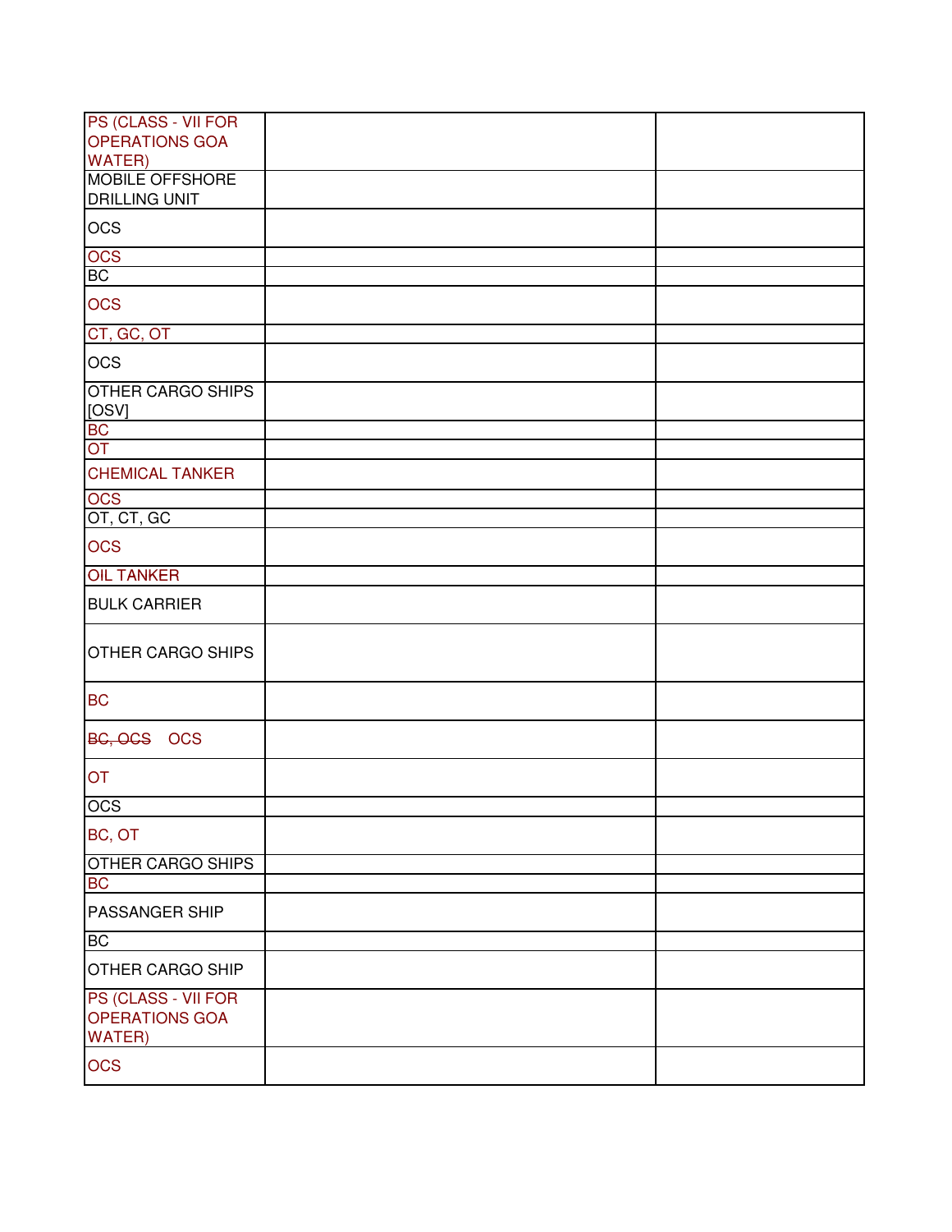| | | |
|---|---|---|
| PS (CLASS - VII FOR OPERATIONS GOA WATER) | | |
| MOBILE OFFSHORE DRILLING UNIT | | |
| OCS | | |
| OCS | | |
| BC | | |
| OCS | | |
| CT, GC, OT | | |
| OCS | | |
| OTHER CARGO SHIPS [OSV] | | |
| BC | | |
| OT | | |
| CHEMICAL TANKER | | |
| OCS | | |
| OT, CT, GC | | |
| OCS | | |
| OIL TANKER | | |
| BULK CARRIER | | |
| OTHER CARGO SHIPS | | |
| BC | | |
| ~~BC, OCS~~ OCS | | |
| OT | | |
| OCS | | |
| BC, OT | | |
| OTHER CARGO SHIPS | | |
| BC | | |
| PASSANGER SHIP | | |
| BC | | |
| OTHER CARGO SHIP | | |
| PS (CLASS - VII FOR OPERATIONS GOA WATER) | | |
| OCS | | |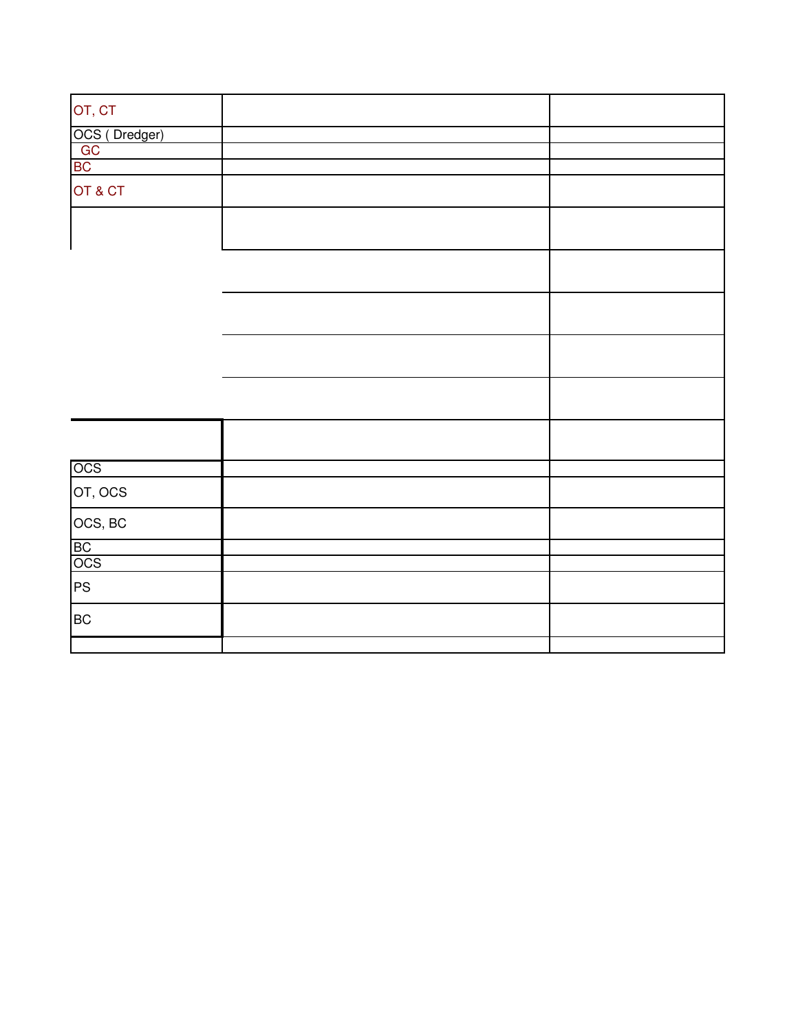| | | |
|---|---|---|
| OT, CT | | |
| OCS ( Dredger) | | |
| GC | | |
| BC | | |
| OT & CT | | |
| | | |
| | | |
| | | |
| | | |
| | | |
| | | |
| OCS | | |
| OT, OCS | | |
| OCS, BC | | |
| BC | | |
| OCS | | |
| PS | | |
| BC | | |
| | | |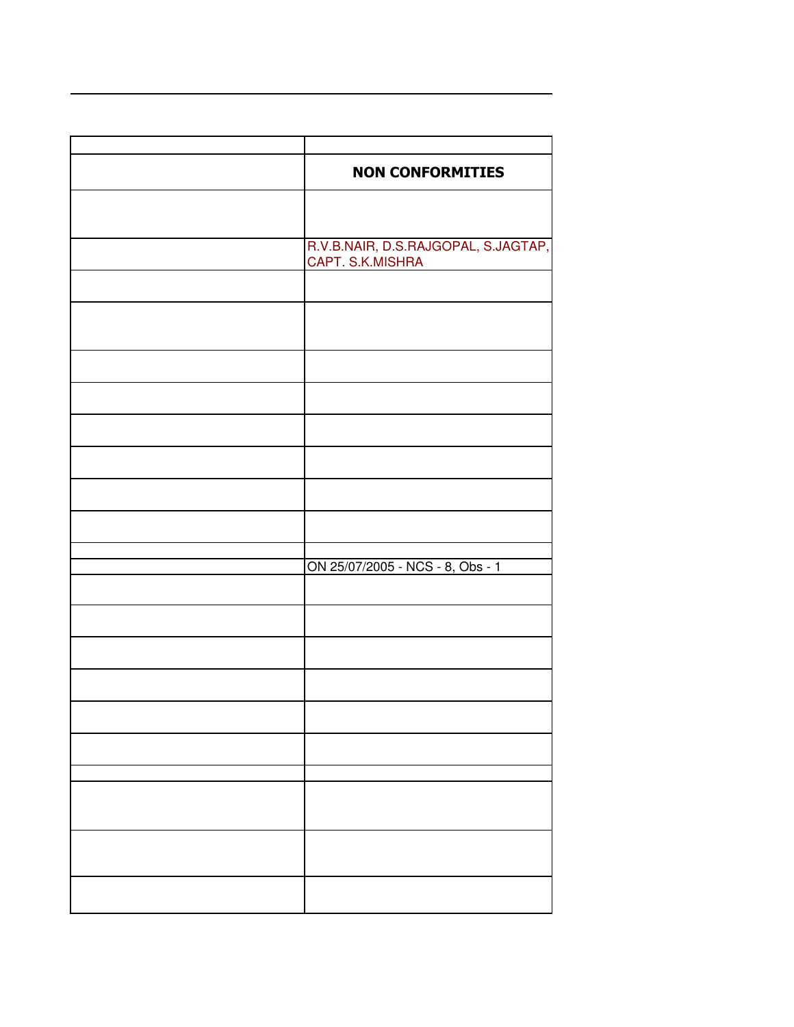| | |
|---|---|
| | **NON CONFORMITIES** |
| | |
| | R.V.B.NAIR, D.S.RAJGOPAL, S.JAGTAP, CAPT. S.K.MISHRA |
| | |
| | |
| | |
| | |
| | |
| | |
| | |
| | |
| | |
| | ON 25/07/2005 - NCS - 8, Obs - 1 |
| | |
| | |
| | |
| | |
| | |
| | |
| | |
| | |
| | |
| | |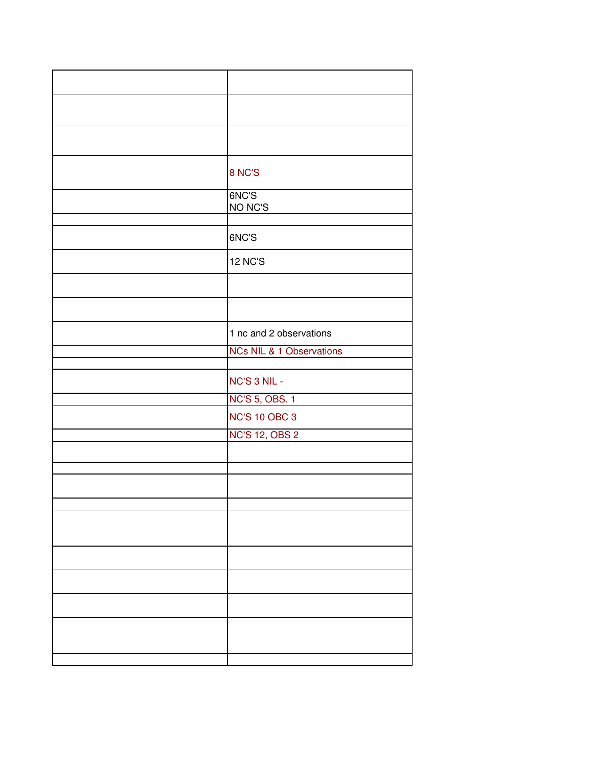| | |
|---|---|
| | |
| | |
| | |
| | 8 NC'S |
| | 6NC'S<br>NO NC'S |
| | |
| | 6NC'S |
| | 12 NC'S |
| | |
| | |
| | 1 nc and 2 observations |
| | NCs NIL & 1 Observations |
| | |
| | NC'S 3 NIL - |
| | NC'S 5, OBS. 1 |
| | NC'S 10 OBC 3 |
| | NC'S 12, OBS 2 |
| | |
| | |
| | |
| | |
| | |
| | |
| | |
| | |
| | |
| | |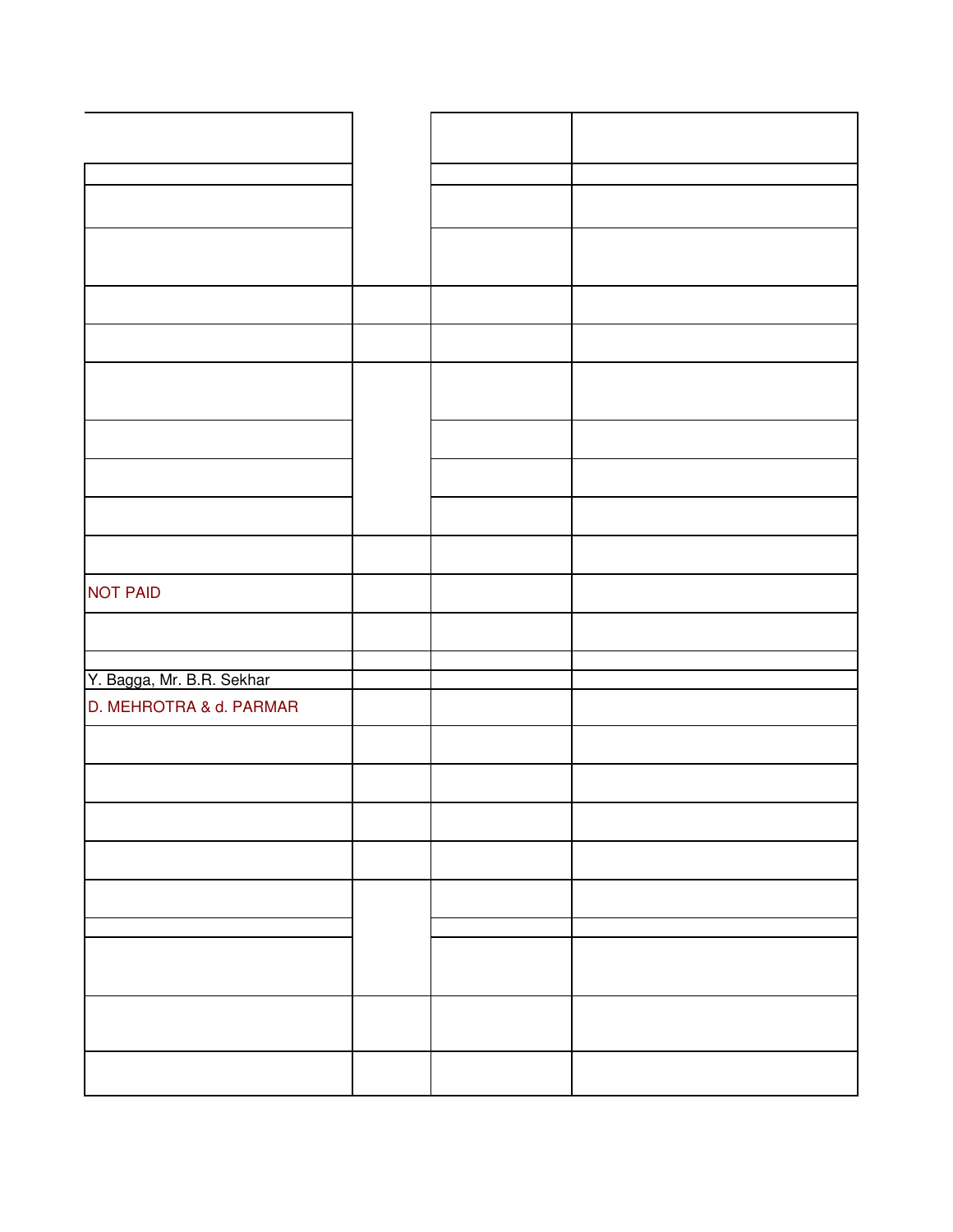| | | | |
|---|---|---|---|
| | | | |
| | | | |
| | | | |
| | | | |
| | | | |
| | | | |
| | | | |
| | | | |
| | | | |
| | | | |
| | | | |
| NOT PAID | | | |
| | | | |
| | | | |
| Y. Bagga, Mr. B.R. Sekhar | | | |
| D. MEHROTRA & d. PARMAR | | | |
| | | | |
| | | | |
| | | | |
| | | | |
| | | | |
| | | | |
| | | | |
| | | | |
| | | | |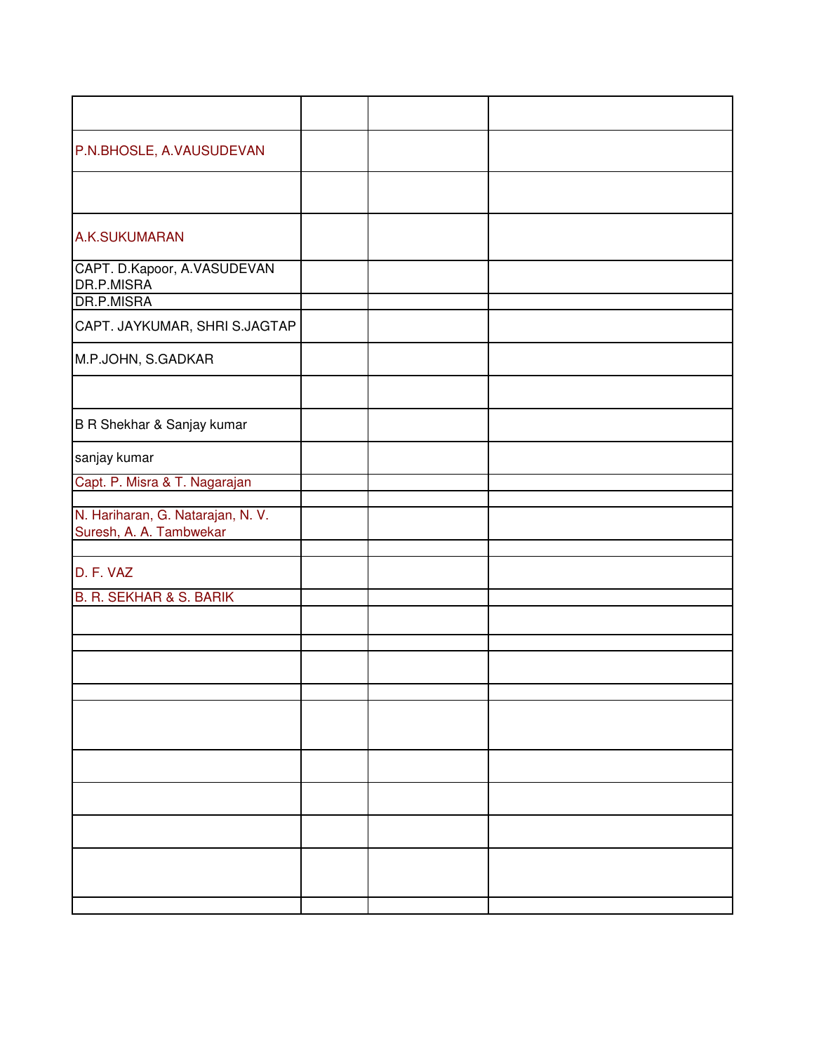| | | | |
|---|---|---|---|
| | | | |
| P.N.BHOSLE, A.VAUSUDEVAN | | | |
| | | | |
| A.K.SUKUMARAN | | | |
| CAPT. D.Kapoor, A.VASUDEVAN DR.P.MISRA | | | |
| DR.P.MISRA | | | |
| CAPT. JAYKUMAR, SHRI S.JAGTAP | | | |
| M.P.JOHN, S.GADKAR | | | |
| | | | |
| B R Shekhar & Sanjay kumar | | | |
| sanjay kumar | | | |
| Capt. P. Misra & T. Nagarajan | | | |
| | | | |
| N. Hariharan, G. Natarajan, N. V. Suresh, A. A. Tambwekar | | | |
| | | | |
| D. F. VAZ | | | |
| B. R. SEKHAR & S. BARIK | | | |
| | | | |
| | | | |
| | | | |
| | | | |
| | | | |
| | | | |
| | | | |
| | | | |
| | | | |
| | | | |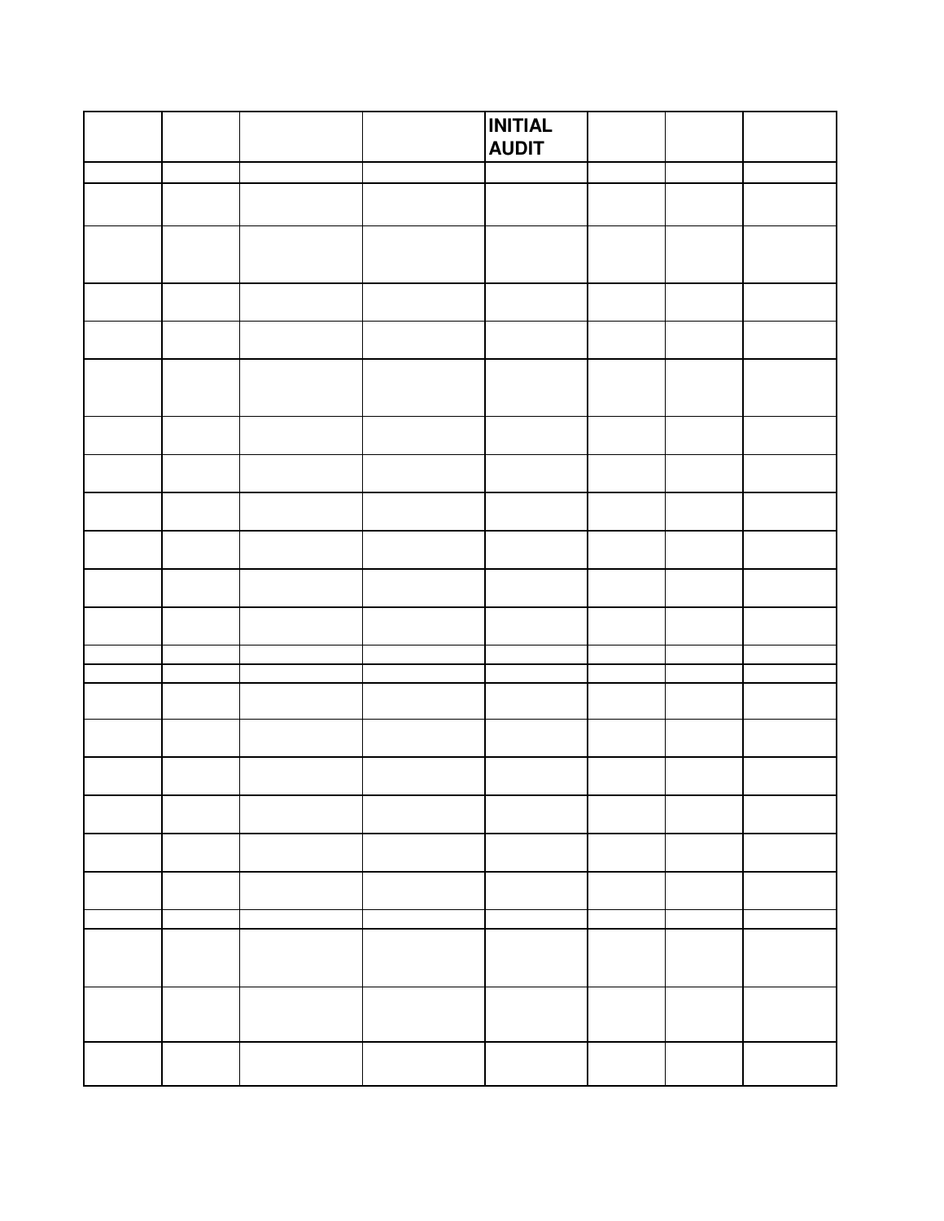| | | | | INITIAL AUDIT | | | |
|---|---|---|---|---|---|---|---|
| | | | | | | | |
| | | | | | | | |
| | | | | | | | |
| | | | | | | | |
| | | | | | | | |
| | | | | | | | |
| | | | | | | | |
| | | | | | | | |
| | | | | | | | |
| | | | | | | | |
| | | | | | | | |
| | | | | | | | |
| | | | | | | | |
| | | | | | | | |
| | | | | | | | |
| | | | | | | | |
| | | | | | | | |
| | | | | | | | |
| | | | | | | | |
| | | | | | | | |
| | | | | | | | |
| | | | | | | | |
| | | | | | | | |
| | | | | | | | |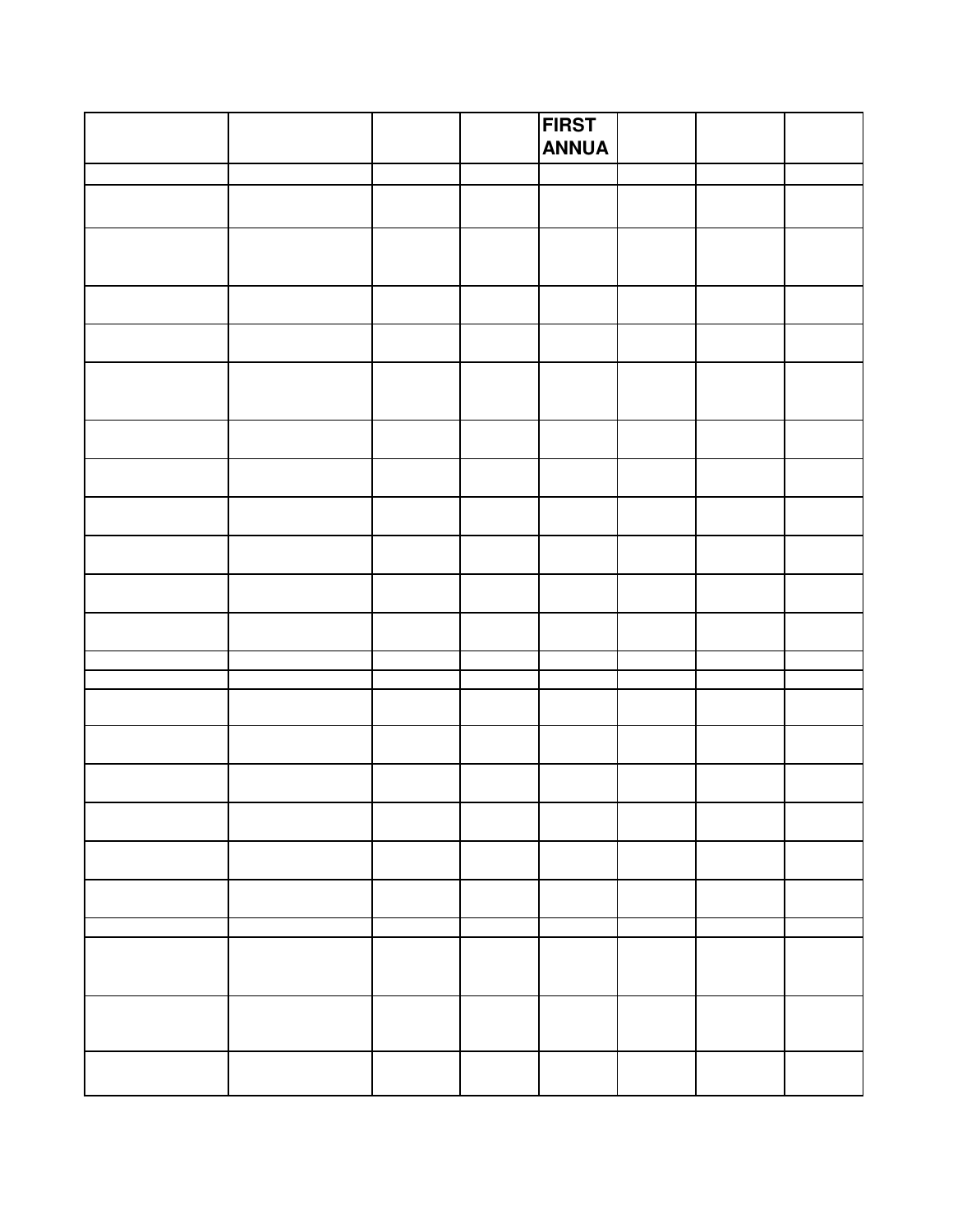| | | | | FIRST ANNUA | | | |
|---|---|---|---|---|---|---|---|
| | | | | | | | |
| | | | | | | | |
| | | | | | | | |
| | | | | | | | |
| | | | | | | | |
| | | | | | | | |
| | | | | | | | |
| | | | | | | | |
| | | | | | | | |
| | | | | | | | |
| | | | | | | | |
| | | | | | | | |
| | | | | | | | |
| | | | | | | | |
| | | | | | | | |
| | | | | | | | |
| | | | | | | | |
| | | | | | | | |
| | | | | | | | |
| | | | | | | | |
| | | | | | | | |
| | | | | | | | |
| | | | | | | | |
| | | | | | | | |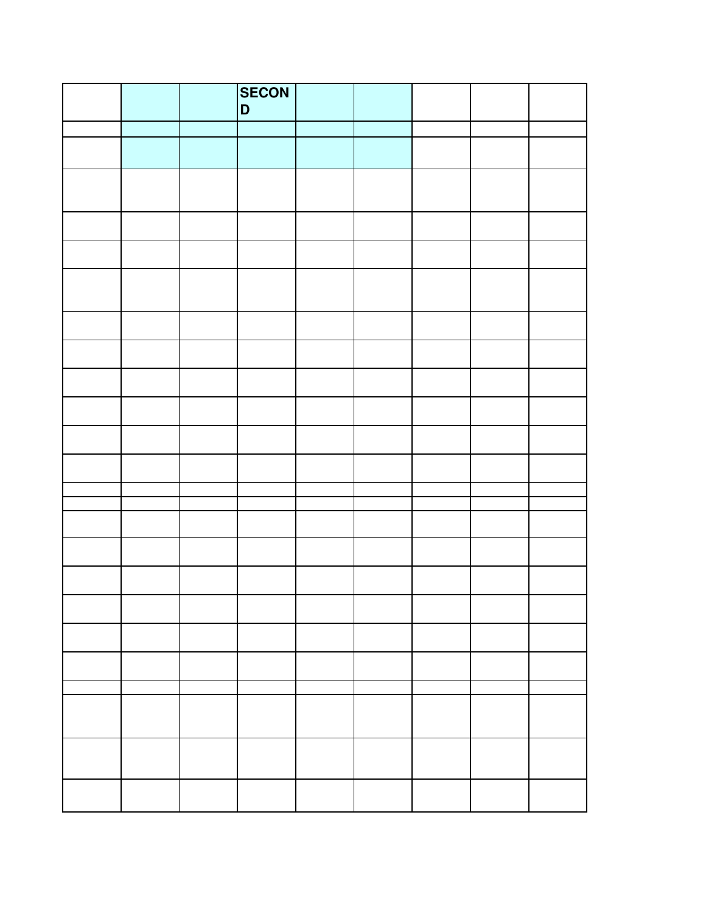| | | | SECOND | | | | | |
|---|---|---|---|---|---|---|---|---|
| | | | | | | | | |
| | | | | | | | | |
| | | | | | | | | |
| | | | | | | | | |
| | | | | | | | | |
| | | | | | | | | |
| | | | | | | | | |
| | | | | | | | | |
| | | | | | | | | |
| | | | | | | | | |
| | | | | | | | | |
| | | | | | | | | |
| | | | | | | | | |
| | | | | | | | | |
| | | | | | | | | |
| | | | | | | | | |
| | | | | | | | | |
| | | | | | | | | |
| | | | | | | | | |
| | | | | | | | | |
| | | | | | | | | |
| | | | | | | | | |
| | | | | | | | | |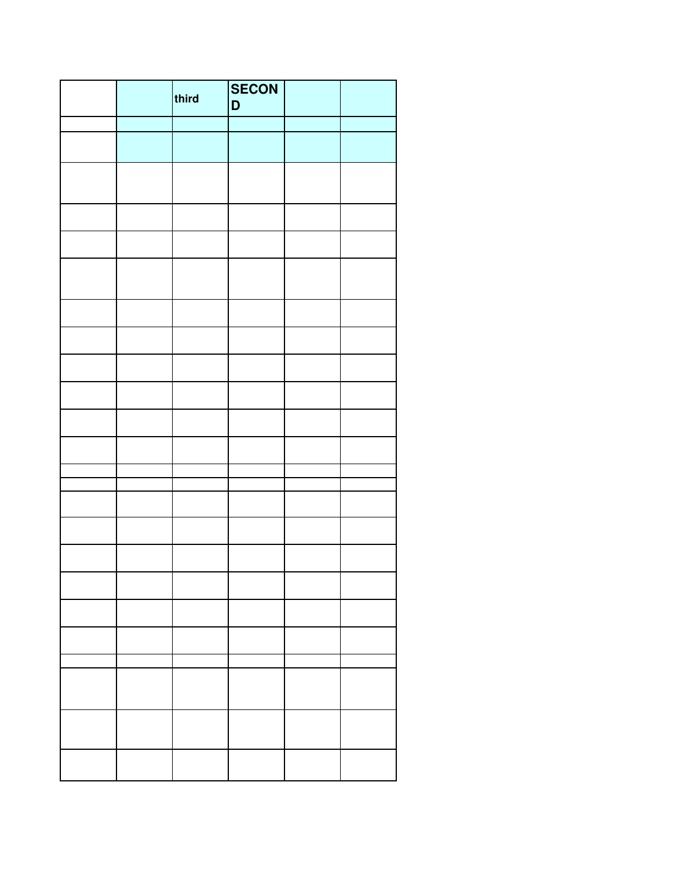| | | third | SECOND | | |
|---|---|---|---|---|---|
| | | | | | |
| | | | | | |
| | | | | | |
| | | | | | |
| | | | | | |
| | | | | | |
| | | | | | |
| | | | | | |
| | | | | | |
| | | | | | |
| | | | | | |
| | | | | | |
| | | | | | |
| | | | | | |
| | | | | | |
| | | | | | |
| | | | | | |
| | | | | | |
| | | | | | |
| | | | | | |
| | | | | | |
| | | | | | |
| | | | | | |